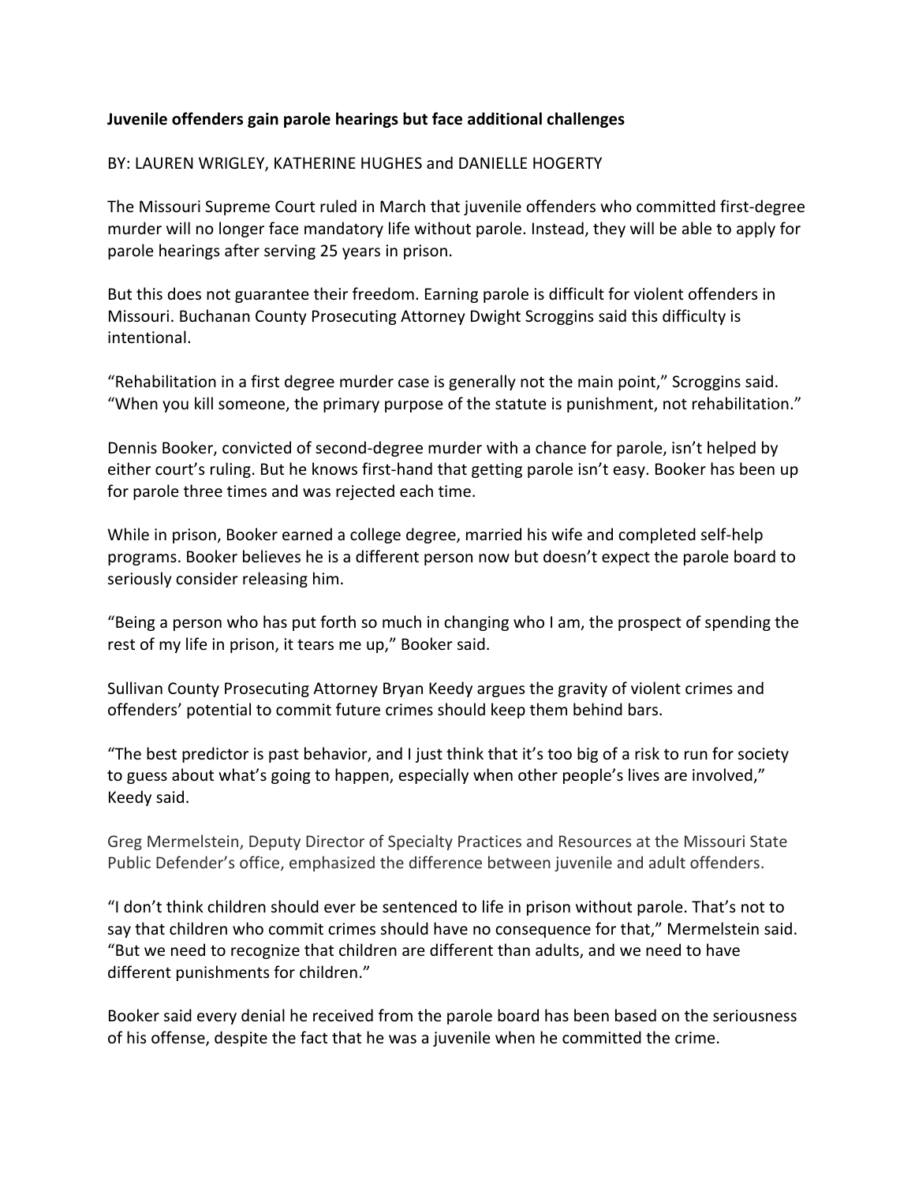**Juvenile offenders gain parole hearings but face additional challenges**

BY: LAUREN WRIGLEY, KATHERINE HUGHES and DANIELLE HOGERTY

The Missouri Supreme Court ruled in March that juvenile offenders who committed first-degree murder will no longer face mandatory life without parole. Instead, they will be able to apply for parole hearings after serving 25 years in prison.

But this does not guarantee their freedom. Earning parole is difficult for violent offenders in Missouri. Buchanan County Prosecuting Attorney Dwight Scroggins said this difficulty is intentional.

“Rehabilitation in a first degree murder case is generally not the main point,” Scroggins said. “When you kill someone, the primary purpose of the statute is punishment, not rehabilitation.”

Dennis Booker, convicted of second-degree murder with a chance for parole, isn’t helped by either court’s ruling. But he knows first-hand that getting parole isn’t easy. Booker has been up for parole three times and was rejected each time.

While in prison, Booker earned a college degree, married his wife and completed self-help programs. Booker believes he is a different person now but doesn’t expect the parole board to seriously consider releasing him.

“Being a person who has put forth so much in changing who I am, the prospect of spending the rest of my life in prison, it tears me up,” Booker said.

Sullivan County Prosecuting Attorney Bryan Keedy argues the gravity of violent crimes and offenders’ potential to commit future crimes should keep them behind bars.

“The best predictor is past behavior, and I just think that it’s too big of a risk to run for society to guess about what’s going to happen, especially when other people’s lives are involved,” Keedy said.

Greg Mermelstein, Deputy Director of Specialty Practices and Resources at the Missouri State Public Defender’s office, emphasized the difference between juvenile and adult offenders.

“I don’t think children should ever be sentenced to life in prison without parole. That’s not to say that children who commit crimes should have no consequence for that,” Mermelstein said. “But we need to recognize that children are different than adults, and we need to have different punishments for children.”

Booker said every denial he received from the parole board has been based on the seriousness of his offense, despite the fact that he was a juvenile when he committed the crime.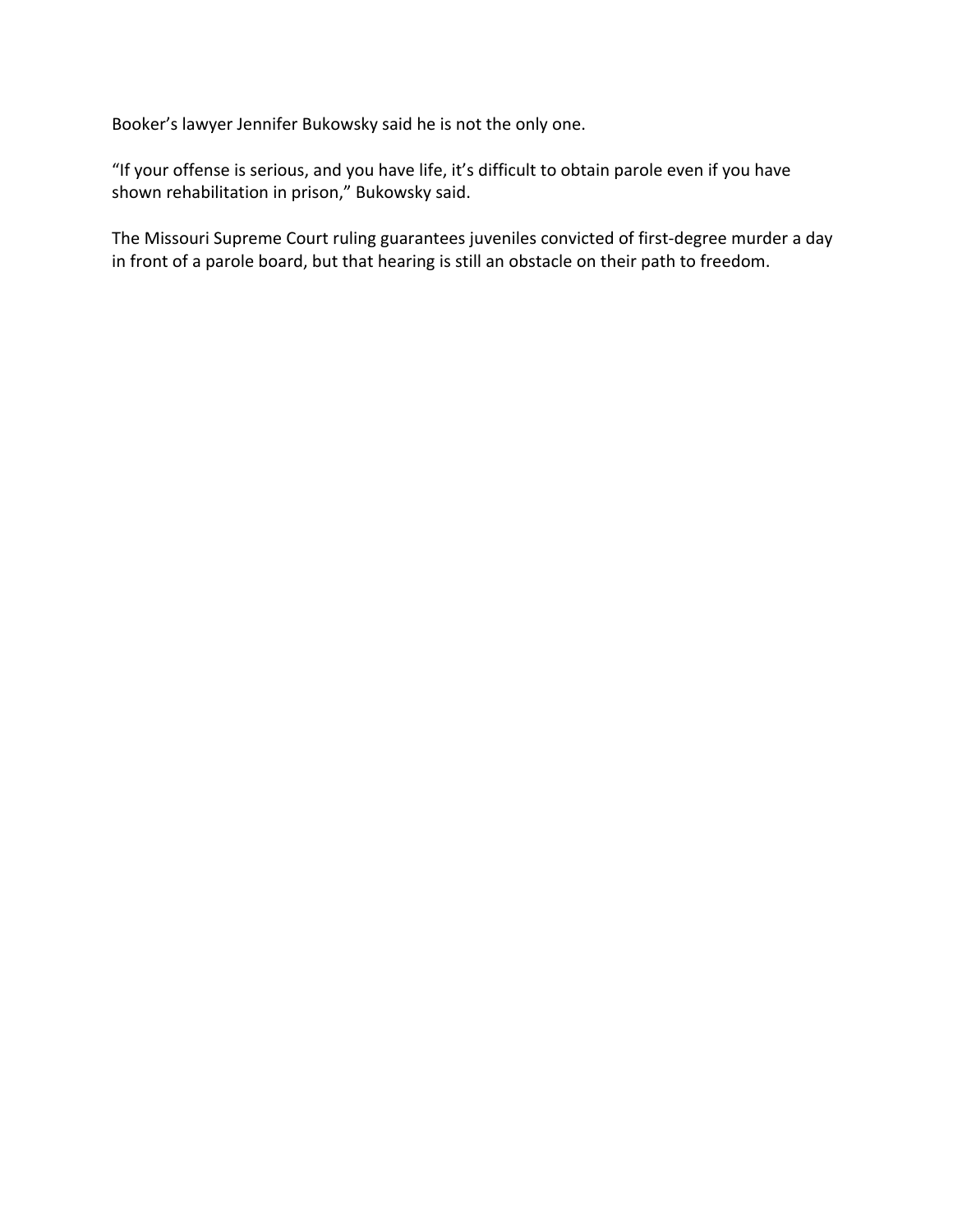Booker’s lawyer Jennifer Bukowsky said he is not the only one.

“If your offense is serious, and you have life, it’s difficult to obtain parole even if you have shown rehabilitation in prison,” Bukowsky said.

The Missouri Supreme Court ruling guarantees juveniles convicted of first-degree murder a day in front of a parole board, but that hearing is still an obstacle on their path to freedom.